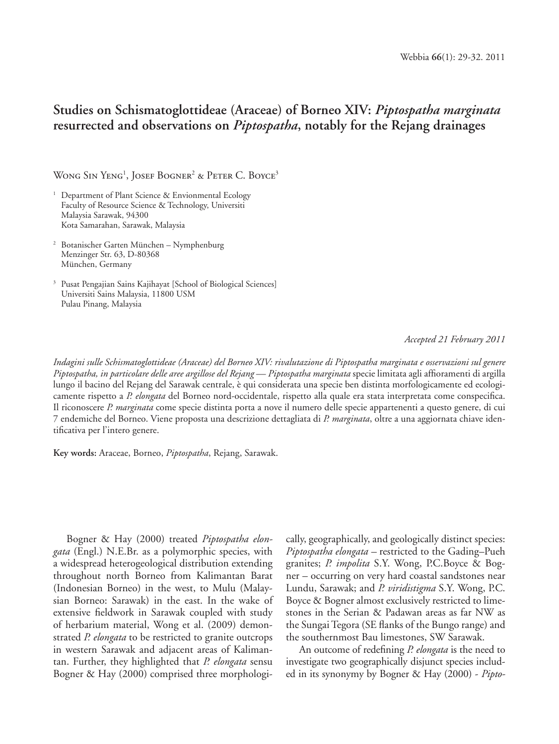# Studies on Schismatoglottideae (Araceae) of Borneo XIV: *Piptospatha marginata* resurrected and observations on *Piptospatha*, notably for the Rejang drainages

Wong Sin Yeng[1], Josef Bogner[2] & Peter C. Boyce[3]

[1] Department of Plant Science & Envionmental Ecology
Faculty of Resource Science & Technology, Universiti
Malaysia Sarawak, 94300
Kota Samarahan, Sarawak, Malaysia

[2] Botanischer Garten München – Nymphenburg
Menzinger Str. 63, D-80368
München, Germany

[3] Pusat Pengajian Sains Kajihayat [School of Biological Sciences]
Universiti Sains Malaysia, 11800 USM
Pulau Pinang, Malaysia

*Accepted 21 February 2011*

*Indagini sulle Schismatoglottideae (Araceae) del Borneo XIV: rivalutazione di Piptospatha marginata e osservazioni sul genere Piptospatha, in particolare delle aree argillose del Rejang* — *Piptospatha marginata* specie limitata agli affioramenti di argilla lungo il bacino del Rejang del Sarawak centrale, è qui considerata una specie ben distinta morfologicamente ed ecologicamente rispetto a *P. elongata* del Borneo nord-occidentale, rispetto alla quale era stata interpretata come conspecifica. Il riconoscere *P. marginata* come specie distinta porta a nove il numero delle specie appartenenti a questo genere, di cui 7 endemiche del Borneo. Viene proposta una descrizione dettagliata di *P. marginata*, oltre a una aggiornata chiave identificativa per l'intero genere.

**Key words:** Araceae, Borneo, *Piptospatha*, Rejang, Sarawak.

Bogner & Hay (2000) treated *Piptospatha elongata* (Engl.) N.E.Br. as a polymorphic species, with a widespread heterogeological distribution extending throughout north Borneo from Kalimantan Barat (Indonesian Borneo) in the west, to Mulu (Malaysian Borneo: Sarawak) in the east. In the wake of extensive fieldwork in Sarawak coupled with study of herbarium material, Wong et al. (2009) demonstrated *P. elongata* to be restricted to granite outcrops in western Sarawak and adjacent areas of Kalimantan. Further, they highlighted that *P. elongata* sensu Bogner & Hay (2000) comprised three morphologically, geographically, and geologically distinct species: *Piptospatha elongata* – restricted to the Gading–Pueh granites; *P. impolita* S.Y. Wong, P.C.Boyce & Bogner – occurring on very hard coastal sandstones near Lundu, Sarawak; and *P. viridistigma* S.Y. Wong, P.C. Boyce & Bogner almost exclusively restricted to limestones in the Serian & Padawan areas as far NW as the Sungai Tegora (SE flanks of the Bungo range) and the southernmost Bau limestones, SW Sarawak.

An outcome of redefining *P. elongata* is the need to investigate two geographically disjunct species included in its synonymy by Bogner & Hay (2000) - *Pipto-*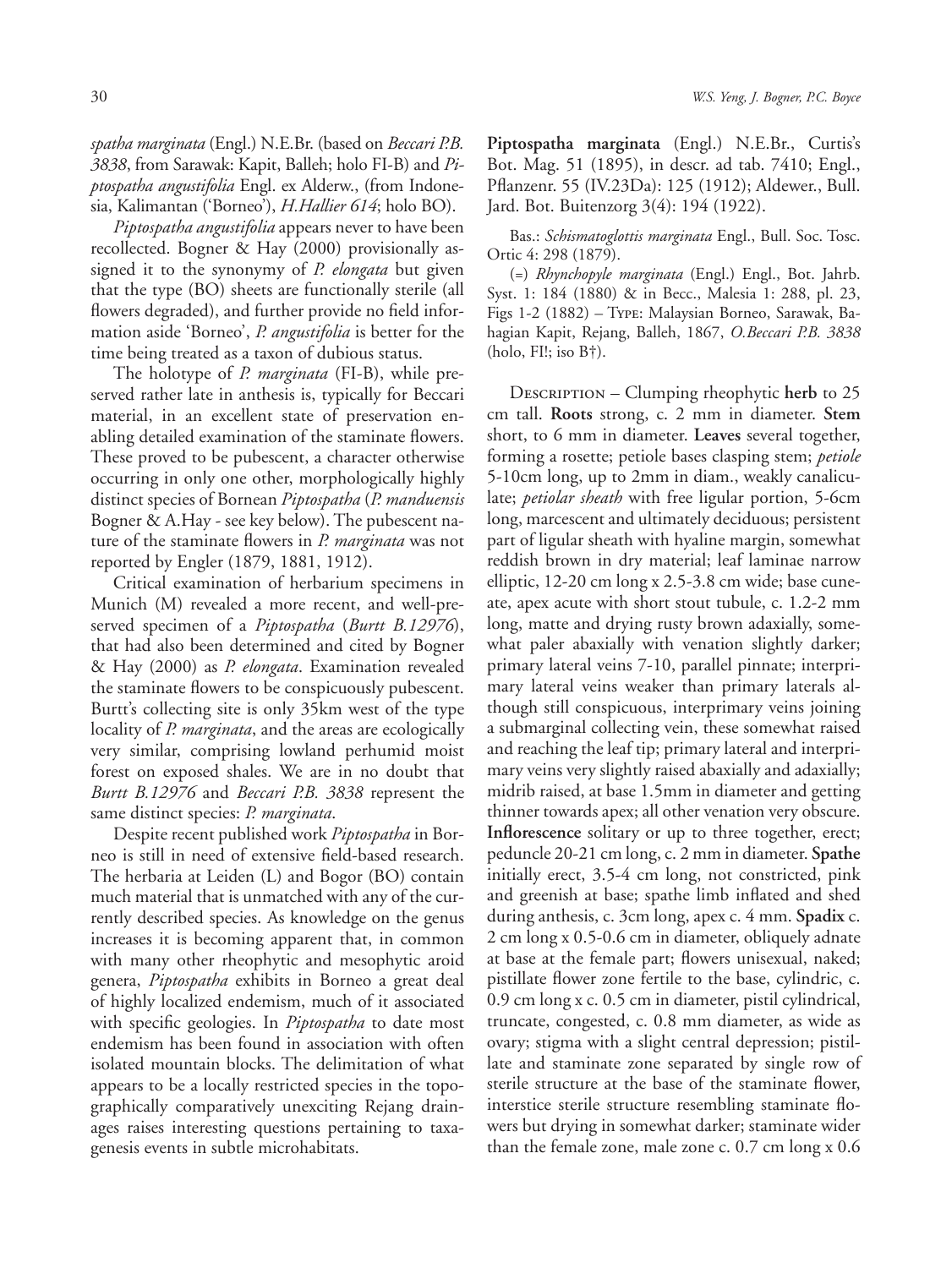*spatha marginata* (Engl.) N.E.Br. (based on *Beccari P.B. 3838*, from Sarawak: Kapit, Balleh; holo FI-B) and *Piptospatha angustifolia* Engl. ex Alderw., (from Indonesia, Kalimantan ('Borneo'), *H.Hallier 614*; holo BO).

*Piptospatha angustifolia* appears never to have been recollected. Bogner & Hay (2000) provisionally assigned it to the synonymy of *P. elongata* but given that the type (BO) sheets are functionally sterile (all flowers degraded), and further provide no field information aside 'Borneo', *P. angustifolia* is better for the time being treated as a taxon of dubious status.

The holotype of *P. marginata* (FI-B), while preserved rather late in anthesis is, typically for Beccari material, in an excellent state of preservation enabling detailed examination of the staminate flowers. These proved to be pubescent, a character otherwise occurring in only one other, morphologically highly distinct species of Bornean *Piptospatha* (*P. manduensis* Bogner & A.Hay - see key below). The pubescent nature of the staminate flowers in *P. marginata* was not reported by Engler (1879, 1881, 1912).

Critical examination of herbarium specimens in Munich (M) revealed a more recent, and well-preserved specimen of a *Piptospatha* (*Burtt B.12976*), that had also been determined and cited by Bogner & Hay (2000) as *P. elongata*. Examination revealed the staminate flowers to be conspicuously pubescent. Burtt's collecting site is only 35km west of the type locality of *P. marginata*, and the areas are ecologically very similar, comprising lowland perhumid moist forest on exposed shales. We are in no doubt that *Burtt B.12976* and *Beccari P.B. 3838* represent the same distinct species: *P. marginata*.

Despite recent published work *Piptospatha* in Borneo is still in need of extensive field-based research. The herbaria at Leiden (L) and Bogor (BO) contain much material that is unmatched with any of the currently described species. As knowledge on the genus increases it is becoming apparent that, in common with many other rheophytic and mesophytic aroid genera, *Piptospatha* exhibits in Borneo a great deal of highly localized endemism, much of it associated with specific geologies. In *Piptospatha* to date most endemism has been found in association with often isolated mountain blocks. The delimitation of what appears to be a locally restricted species in the topographically comparatively unexciting Rejang drainages raises interesting questions pertaining to taxagenesis events in subtle microhabitats.

**Piptospatha marginata** (Engl.) N.E.Br., Curtis's Bot. Mag. 51 (1895), in descr. ad tab. 7410; Engl., Pflanzenr. 55 (IV.23Da): 125 (1912); Aldewer., Bull. Jard. Bot. Buitenzorg 3(4): 194 (1922).

Bas.: *Schismatoglottis marginata* Engl., Bull. Soc. Tosc. Ortic 4: 298 (1879).

(=) *Rhynchopyle marginata* (Engl.) Engl., Bot. Jahrb. Syst. 1: 184 (1880) & in Becc., Malesia 1: 288, pl. 23, Figs 1-2 (1882) – Type: Malaysian Borneo, Sarawak, Bahagian Kapit, Rejang, Balleh, 1867, *O.Beccari P.B. 3838* (holo, FI!; iso B†).

Description – Clumping rheophytic **herb** to 25 cm tall. **Roots** strong, c. 2 mm in diameter. **Stem** short, to 6 mm in diameter. **Leaves** several together, forming a rosette; petiole bases clasping stem; *petiole* 5-10cm long, up to 2mm in diam., weakly canaliculate; *petiolar sheath* with free ligular portion, 5-6cm long, marcescent and ultimately deciduous; persistent part of ligular sheath with hyaline margin, somewhat reddish brown in dry material; leaf laminae narrow elliptic, 12-20 cm long x 2.5-3.8 cm wide; base cuneate, apex acute with short stout tubule, c. 1.2-2 mm long, matte and drying rusty brown adaxially, somewhat paler abaxially with venation slightly darker; primary lateral veins 7-10, parallel pinnate; interprimary lateral veins weaker than primary laterals although still conspicuous, interprimary veins joining a submarginal collecting vein, these somewhat raised and reaching the leaf tip; primary lateral and interprimary veins very slightly raised abaxially and adaxially; midrib raised, at base 1.5mm in diameter and getting thinner towards apex; all other venation very obscure. **Inflorescence** solitary or up to three together, erect; peduncle 20-21 cm long, c. 2 mm in diameter. **Spathe** initially erect, 3.5-4 cm long, not constricted, pink and greenish at base; spathe limb inflated and shed during anthesis, c. 3cm long, apex c. 4 mm. **Spadix** c. 2 cm long x 0.5-0.6 cm in diameter, obliquely adnate at base at the female part; flowers unisexual, naked; pistillate flower zone fertile to the base, cylindric, c. 0.9 cm long x c. 0.5 cm in diameter, pistil cylindrical, truncate, congested, c. 0.8 mm diameter, as wide as ovary; stigma with a slight central depression; pistillate and staminate zone separated by single row of sterile structure at the base of the staminate flower, interstice sterile structure resembling staminate flowers but drying in somewhat darker; staminate wider than the female zone, male zone c. 0.7 cm long x 0.6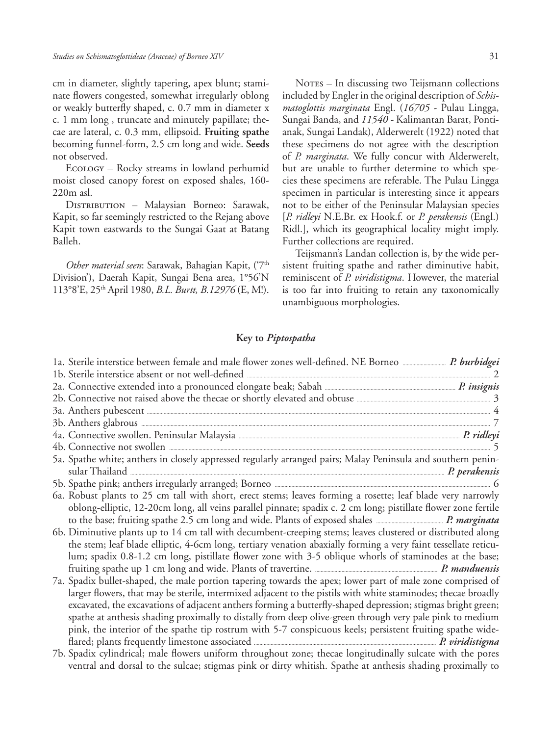cm in diameter, slightly tapering, apex blunt; staminate flowers congested, somewhat irregularly oblong or weakly butterfly shaped, c. 0.7 mm in diameter x c. 1 mm long , truncate and minutely papillate; thecae are lateral, c. 0.3 mm, ellipsoid. **Fruiting spathe** becoming funnel-form, 2.5 cm long and wide. **Seeds** not observed.

Ecology – Rocky streams in lowland perhumid moist closed canopy forest on exposed shales, 160-220m asl.

Distribution – Malaysian Borneo: Sarawak, Kapit, so far seemingly restricted to the Rejang above Kapit town eastwards to the Sungai Gaat at Batang Balleh.

*Other material seen*: Sarawak, Bahagian Kapit, ('7th Division'), Daerah Kapit, Sungai Bena area, 1°56'N 113°8'E, 25th April 1980, *B.L. Burtt, B.12976* (E, M!).

Notes – In discussing two Teijsmann collections included by Engler in the original description of *Schismatoglottis marginata* Engl. (*16705* - Pulau Lingga, Sungai Banda, and *11540* - Kalimantan Barat, Pontianak, Sungai Landak), Alderwerelt (1922) noted that these specimens do not agree with the description of *P. marginata*. We fully concur with Alderwerelt, but are unable to further determine to which species these specimens are referable. The Pulau Lingga specimen in particular is interesting since it appears not to be either of the Peninsular Malaysian species [*P. ridleyi* N.E.Br. ex Hook.f. or *P. perakensis* (Engl.) Ridl.], which its geographical locality might imply. Further collections are required.

Teijsmann's Landan collection is, by the wide persistent fruiting spathe and rather diminutive habit, reminiscent of *P. viridistigma*. However, the material is too far into fruiting to retain any taxonomically unambiguous morphologies.

## Key to *Piptospatha*

1a. Sterile interstice between female and male flower zones well-defined. NE Borneo ............ ***P. burbidgei***
1b. Sterile interstice absent or not well-defined ............ 2
2a. Connective extended into a pronounced elongate beak; Sabah ............ ***P. insignis***
2b. Connective not raised above the thecae or shortly elevated and obtuse ............ 3
3a. Anthers pubescent ............ 4
3b. Anthers glabrous ............ 7
4a. Connective swollen. Peninsular Malaysia ............ ***P. ridleyi***
4b. Connective not swollen ............ 5
5a. Spathe white; anthers in closely appressed regularly arranged pairs; Malay Peninsula and southern peninsular Thailand ............ ***P. perakensis***
5b. Spathe pink; anthers irregularly arranged; Borneo ............ 6
6a. Robust plants to 25 cm tall with short, erect stems; leaves forming a rosette; leaf blade very narrowly oblong-elliptic, 12-20cm long, all veins parallel pinnate; spadix c. 2 cm long; pistillate flower zone fertile to the base; fruiting spathe 2.5 cm long and wide. Plants of exposed shales ............ ***P. marginata***
6b. Diminutive plants up to 14 cm tall with decumbent-creeping stems; leaves clustered or distributed along the stem; leaf blade elliptic, 4-6cm long, tertiary venation abaxially forming a very faint tessellate reticulum; spadix 0.8-1.2 cm long, pistillate flower zone with 3-5 oblique whorls of staminodes at the base; fruiting spathe up 1 cm long and wide. Plants of travertine. ............ ***P. manduensis***
7a. Spadix bullet-shaped, the male portion tapering towards the apex; lower part of male zone comprised of larger flowers, that may be sterile, intermixed adjacent to the pistils with white staminodes; thecae broadly excavated, the excavations of adjacent anthers forming a butterfly-shaped depression; stigmas bright green; spathe at anthesis shading proximally to distally from deep olive-green through very pale pink to medium pink, the interior of the spathe tip rostrum with 5-7 conspicuous keels; persistent fruiting spathe wide-flared; plants frequently limestone associated ............ ***P. viridistigma***
7b. Spadix cylindrical; male flowers uniform throughout zone; thecae longitudinally sulcate with the pores ventral and dorsal to the sulcae; stigmas pink or dirty whitish. Spathe at anthesis shading proximally to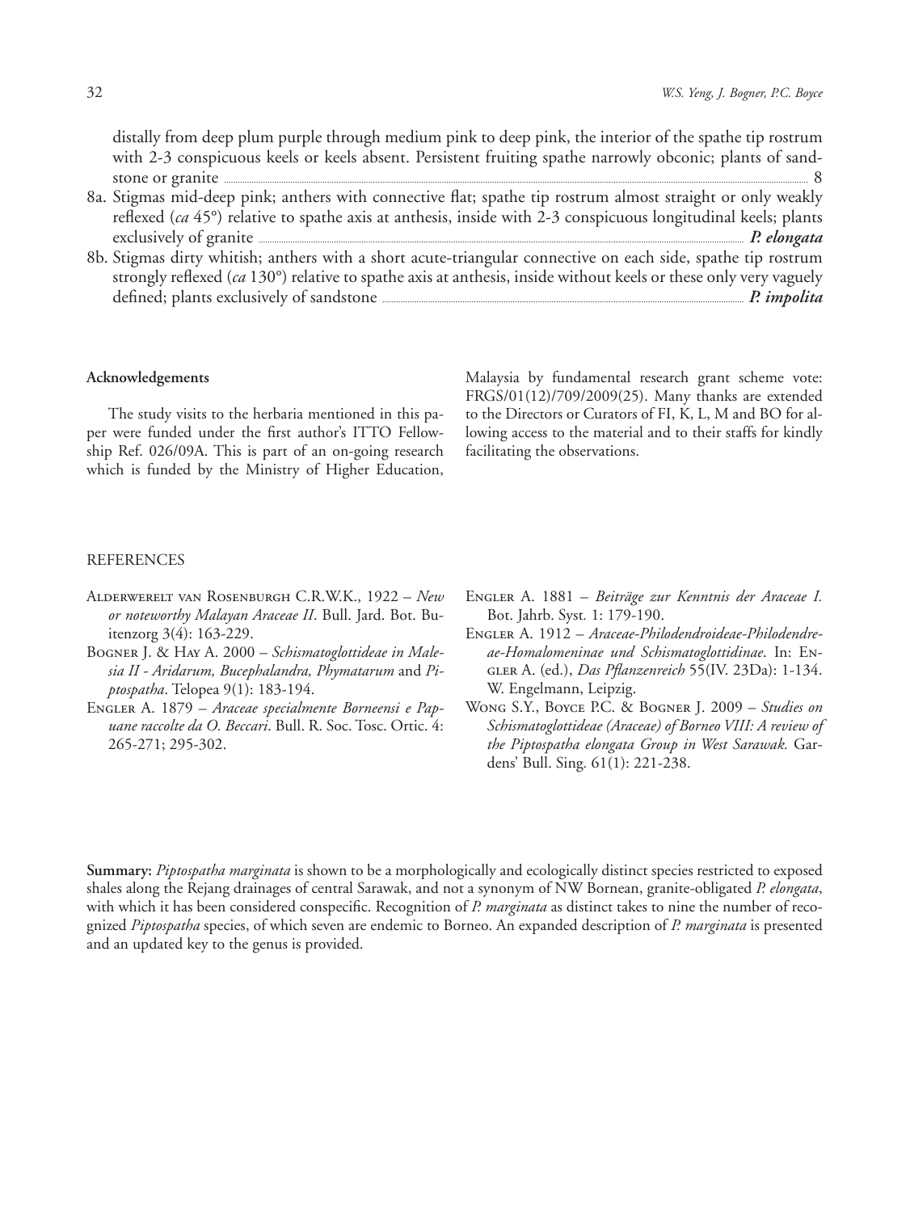distally from deep plum purple through medium pink to deep pink, the interior of the spathe tip rostrum with 2-3 conspicuous keels or keels absent. Persistent fruiting spathe narrowly obconic; plants of sandstone or granite .......... 8

8a. Stigmas mid-deep pink; anthers with connective flat; spathe tip rostrum almost straight or only weakly reflexed (*ca* 45°) relative to spathe axis at anthesis, inside with 2-3 conspicuous longitudinal keels; plants exclusively of granite .......... ***P. elongata***

8b. Stigmas dirty whitish; anthers with a short acute-triangular connective on each side, spathe tip rostrum strongly reflexed (*ca* 130°) relative to spathe axis at anthesis, inside without keels or these only very vaguely defined; plants exclusively of sandstone .......... ***P. impolita***

#### Acknowledgements

The study visits to the herbaria mentioned in this paper were funded under the first author's ITTO Fellowship Ref. 026/09A. This is part of an on-going research which is funded by the Ministry of Higher Education, Malaysia by fundamental research grant scheme vote: FRGS/01(12)/709/2009(25). Many thanks are extended to the Directors or Curators of FI, K, L, M and BO for allowing access to the material and to their staffs for kindly facilitating the observations.

## REFERENCES

Alderwerelt van Rosenburgh C.R.W.K., 1922 – *New or noteworthy Malayan Araceae II*. Bull. Jard. Bot. Buitenzorg 3(4): 163-229.

Bogner J. & Hay A. 2000 – *Schismatoglottideae in Malesia II - Aridarum, Bucephalandra, Phymatarum* and *Piptospatha*. Telopea 9(1): 183-194.

Engler A. 1879 – *Araceae specialmente Borneensi e Papuane raccolte da O. Beccari*. Bull. R. Soc. Tosc. Ortic. 4: 265-271; 295-302.

Engler A. 1881 – *Beiträge zur Kenntnis der Araceae I.* Bot. Jahrb. Syst. 1: 179-190.

Engler A. 1912 – *Araceae-Philodendroideae-Philodendreae-Homalomeninae und Schismatoglottidinae*. In: Engler A. (ed.), *Das Pflanzenreich* 55(IV. 23Da): 1-134. W. Engelmann, Leipzig.

Wong S.Y., Boyce P.C. & Bogner J. 2009 – *Studies on Schismatoglottideae (Araceae) of Borneo VIII: A review of the Piptospatha elongata Group in West Sarawak.* Gardens' Bull. Sing. 61(1): 221-238.

**Summary:** *Piptospatha marginata* is shown to be a morphologically and ecologically distinct species restricted to exposed shales along the Rejang drainages of central Sarawak, and not a synonym of NW Bornean, granite-obligated *P. elongata*, with which it has been considered conspecific. Recognition of *P. marginata* as distinct takes to nine the number of recognized *Piptospatha* species, of which seven are endemic to Borneo. An expanded description of *P. marginata* is presented and an updated key to the genus is provided.